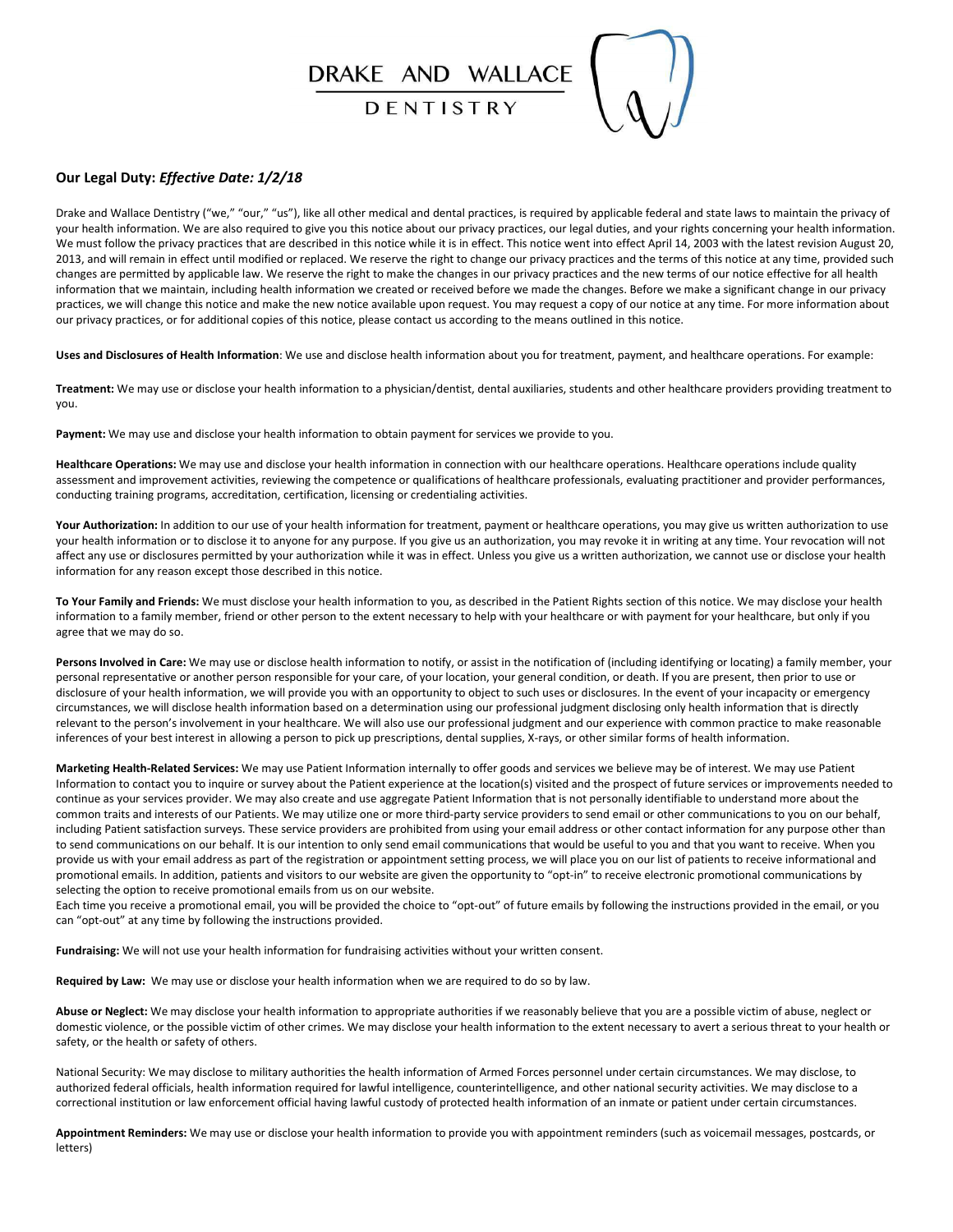# DRAKE AND WALLACE DENTISTRY

## Our Legal Duty: *Effective Date: 1/2/18*

Drake and Wallace Dentistry ("we," "our," "us"), like all other medical and dental practices, is required by applicable federal and state laws to maintain the privacy of your health information. We are also required to give you this notice about our privacy practices, our legal duties, and your rights concerning your health information. We must follow the privacy practices that are described in this notice while it is in effect. This notice went into effect April 14, 2003 with the latest revision August 20, 2013, and will remain in effect until modified or replaced. We reserve the right to change our privacy practices and the terms of this notice at any time, provided such changes are permitted by applicable law. We reserve the right to make the changes in our privacy practices and the new terms of our notice effective for all health information that we maintain, including health information we created or received before we made the changes. Before we make a significant change in our privacy practices, we will change this notice and make the new notice available upon request. You may request a copy of our notice at any time. For more information about our privacy practices, or for additional copies of this notice, please contact us according to the means outlined in this notice.

**Uses and Disclosures of Health Information**: We use and disclose health information about you for treatment, payment, and healthcare operations. For example:

**Treatment:** We may use or disclose your health information to a physician/dentist, dental auxiliaries, students and other healthcare providers providing treatment to you.

**Payment:** We may use and disclose your health information to obtain payment for services we provide to you.

**Healthcare Operations:** We may use and disclose your health information in connection with our healthcare operations. Healthcare operations include quality assessment and improvement activities, reviewing the competence or qualifications of healthcare professionals, evaluating practitioner and provider performances, conducting training programs, accreditation, certification, licensing or credentialing activities.

**Your Authorization:** In addition to our use of your health information for treatment, payment or healthcare operations, you may give us written authorization to use your health information or to disclose it to anyone for any purpose. If you give us an authorization, you may revoke it in writing at any time. Your revocation will not affect any use or disclosures permitted by your authorization while it was in effect. Unless you give us a written authorization, we cannot use or disclose your health information for any reason except those described in this notice.

**To Your Family and Friends:** We must disclose your health information to you, as described in the Patient Rights section of this notice. We may disclose your health information to a family member, friend or other person to the extent necessary to help with your healthcare or with payment for your healthcare, but only if you agree that we may do so.

**Persons Involved in Care:** We may use or disclose health information to notify, or assist in the notification of (including identifying or locating) a family member, your personal representative or another person responsible for your care, of your location, your general condition, or death. If you are present, then prior to use or disclosure of your health information, we will provide you with an opportunity to object to such uses or disclosures. In the event of your incapacity or emergency circumstances, we will disclose health information based on a determination using our professional judgment disclosing only health information that is directly relevant to the person's involvement in your healthcare. We will also use our professional judgment and our experience with common practice to make reasonable inferences of your best interest in allowing a person to pick up prescriptions, dental supplies, X-rays, or other similar forms of health information.

**Marketing Health-Related Services:** We may use Patient Information internally to offer goods and services we believe may be of interest. We may use Patient Information to contact you to inquire or survey about the Patient experience at the location(s) visited and the prospect of future services or improvements needed to continue as your services provider. We may also create and use aggregate Patient Information that is not personally identifiable to understand more about the common traits and interests of our Patients. We may utilize one or more third-party service providers to send email or other communications to you on our behalf, including Patient satisfaction surveys. These service providers are prohibited from using your email address or other contact information for any purpose other than to send communications on our behalf. It is our intention to only send email communications that would be useful to you and that you want to receive. When you provide us with your email address as part of the registration or appointment setting process, we will place you on our list of patients to receive informational and promotional emails. In addition, patients and visitors to our website are given the opportunity to "opt-in" to receive electronic promotional communications by selecting the option to receive promotional emails from us on our website.
Each time you receive a promotional email, you will be provided the choice to "opt-out" of future emails by following the instructions provided in the email, or you can "opt-out" at any time by following the instructions provided.

**Fundraising:** We will not use your health information for fundraising activities without your written consent.

**Required by Law:** We may use or disclose your health information when we are required to do so by law.

**Abuse or Neglect:** We may disclose your health information to appropriate authorities if we reasonably believe that you are a possible victim of abuse, neglect or domestic violence, or the possible victim of other crimes. We may disclose your health information to the extent necessary to avert a serious threat to your health or safety, or the health or safety of others.

National Security: We may disclose to military authorities the health information of Armed Forces personnel under certain circumstances. We may disclose, to authorized federal officials, health information required for lawful intelligence, counterintelligence, and other national security activities. We may disclose to a correctional institution or law enforcement official having lawful custody of protected health information of an inmate or patient under certain circumstances.

**Appointment Reminders:** We may use or disclose your health information to provide you with appointment reminders (such as voicemail messages, postcards, or letters)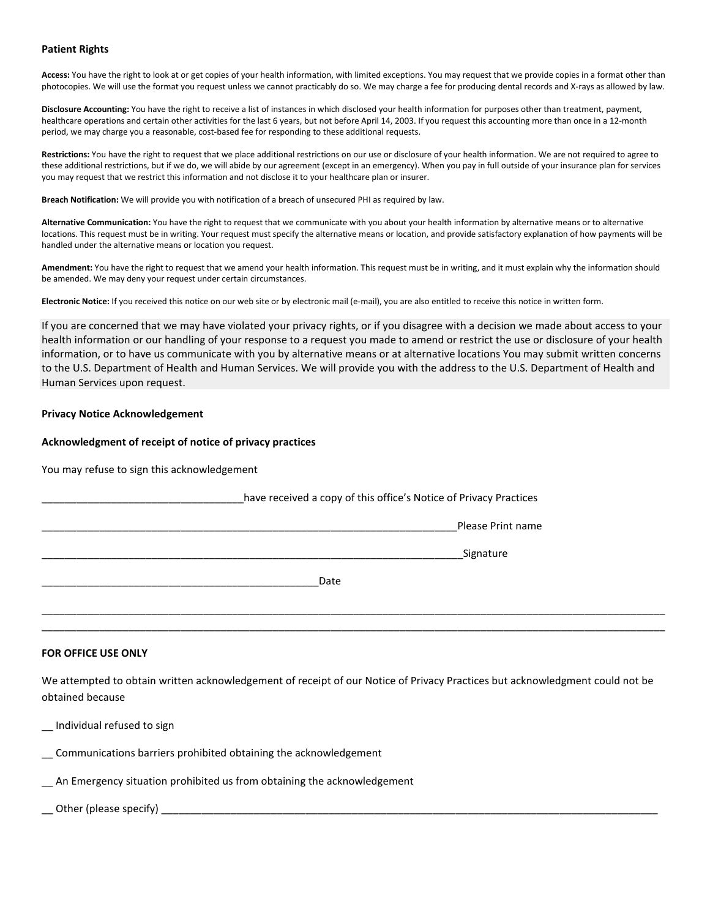**Patient Rights**

**Access:** You have the right to look at or get copies of your health information, with limited exceptions. You may request that we provide copies in a format other than photocopies. We will use the format you request unless we cannot practicably do so. We may charge a fee for producing dental records and X-rays as allowed by law.

**Disclosure Accounting:** You have the right to receive a list of instances in which disclosed your health information for purposes other than treatment, payment, healthcare operations and certain other activities for the last 6 years, but not before April 14, 2003. If you request this accounting more than once in a 12-month period, we may charge you a reasonable, cost-based fee for responding to these additional requests.

**Restrictions:** You have the right to request that we place additional restrictions on our use or disclosure of your health information. We are not required to agree to these additional restrictions, but if we do, we will abide by our agreement (except in an emergency). When you pay in full outside of your insurance plan for services you may request that we restrict this information and not disclose it to your healthcare plan or insurer.

**Breach Notification:** We will provide you with notification of a breach of unsecured PHI as required by law.

**Alternative Communication:** You have the right to request that we communicate with you about your health information by alternative means or to alternative locations. This request must be in writing. Your request must specify the alternative means or location, and provide satisfactory explanation of how payments will be handled under the alternative means or location you request.

**Amendment:** You have the right to request that we amend your health information. This request must be in writing, and it must explain why the information should be amended. We may deny your request under certain circumstances.

**Electronic Notice:** If you received this notice on our web site or by electronic mail (e-mail), you are also entitled to receive this notice in written form.

If you are concerned that we may have violated your privacy rights, or if you disagree with a decision we made about access to your health information or our handling of your response to a request you made to amend or restrict the use or disclosure of your health information, or to have us communicate with you by alternative means or at alternative locations You may submit written concerns to the U.S. Department of Health and Human Services. We will provide you with the address to the U.S. Department of Health and Human Services upon request.

**Privacy Notice Acknowledgement**

**Acknowledgment of receipt of notice of privacy practices**

You may refuse to sign this acknowledgement

___________________________________have received a copy of this office's Notice of Privacy Practices

___________________________________________________________________________Please Print name

___________________________________________________________________________Signature

________________________________________________Date

________________________________________________________________________________________________________________

________________________________________________________________________________________________________________

**FOR OFFICE USE ONLY**

We attempted to obtain written acknowledgement of receipt of our Notice of Privacy Practices but acknowledgment could not be obtained because

__ Individual refused to sign

__ Communications barriers prohibited obtaining the acknowledgement

__ An Emergency situation prohibited us from obtaining the acknowledgement

__ Other (please specify) ____________________________________________________________________________________________